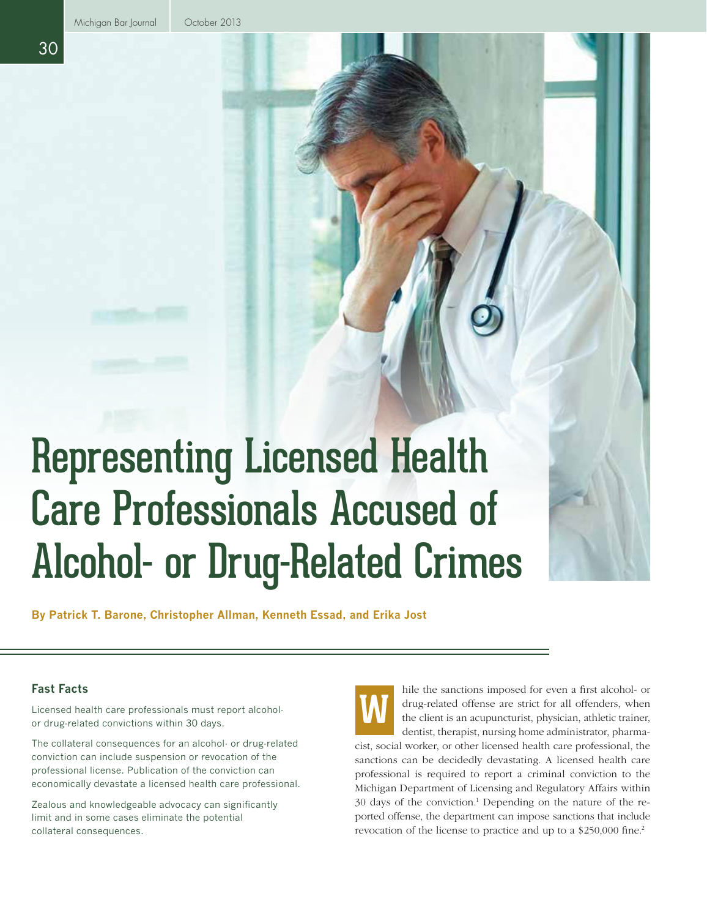# Representing Licensed Health Care Professionals Accused of Alcohol- or Drug-Related Crimes

**By Patrick T. Barone, Christopher Allman, Kenneth Essad, and Erika Jost**

### Fast Facts

Licensed health care professionals must report alcohol- or drug-related convictions within 30 days.

The collateral consequences for an alcohol- or drug-related conviction can include suspension or revocation of the professional license. Publication of the conviction can economically devastate a licensed health care professional.

Zealous and knowledgeable advocacy can significantly limit and in some cases eliminate the potential collateral consequences.

While the sanctions imposed for even a first alcohol- or drug-related offense are strict for all offenders, when the client is an acupuncturist, physician, athletic trainer, dentist, therapist, nursing home administrator, pharmacist, social worker, or other licensed health care professional, the sanctions can be decidedly devastating. A licensed health care professional is required to report a criminal conviction to the Michigan Department of Licensing and Regulatory Affairs within 30 days of the conviction.[1] Depending on the nature of the reported offense, the department can impose sanctions that include revocation of the license to practice and up to a $250,000 fine.[2]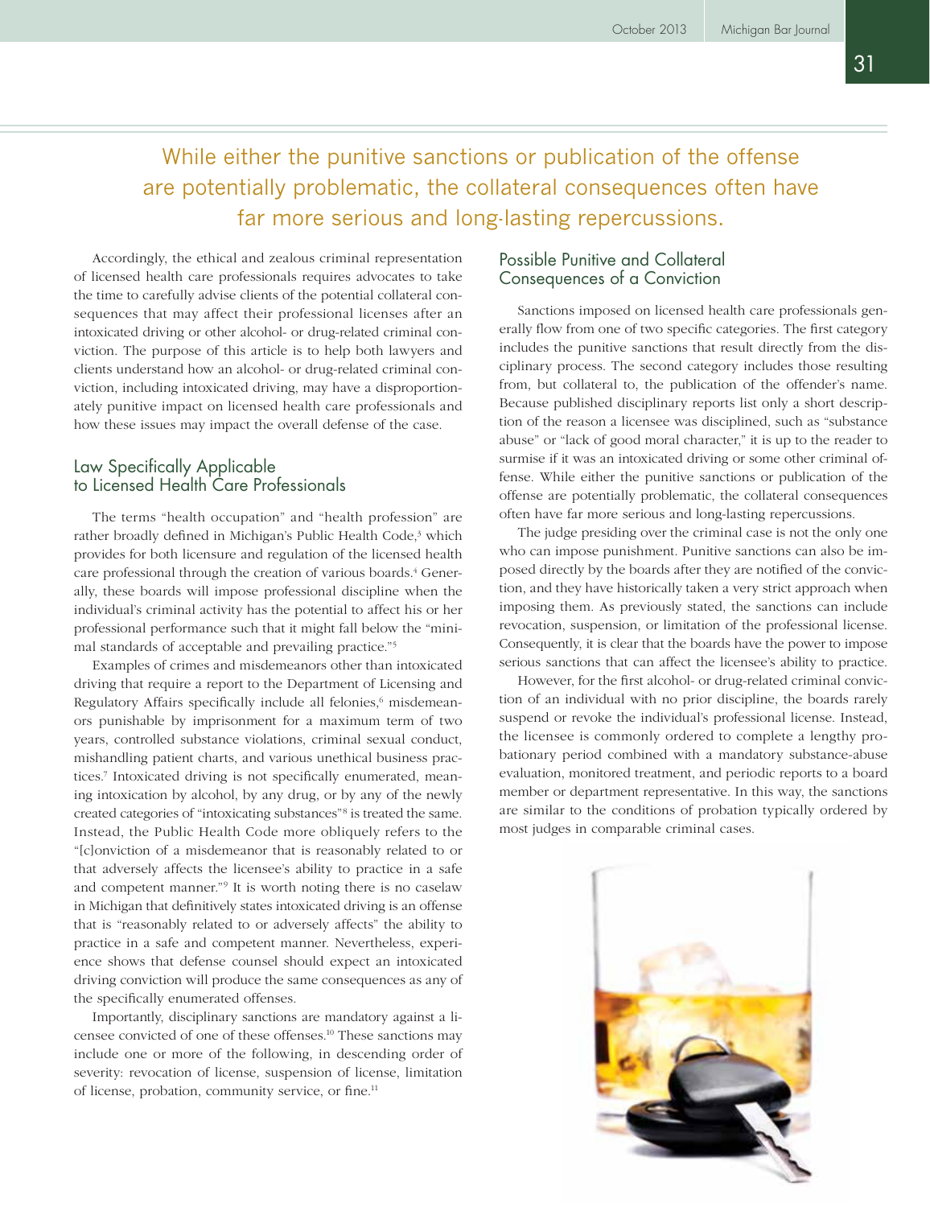> While either the punitive sanctions or publication of the offense are potentially problematic, the collateral consequences often have far more serious and long-lasting repercussions.

Accordingly, the ethical and zealous criminal representation of licensed health care professionals requires advocates to take the time to carefully advise clients of the potential collateral consequences that may affect their professional licenses after an intoxicated driving or other alcohol- or drug-related criminal conviction. The purpose of this article is to help both lawyers and clients understand how an alcohol- or drug-related criminal conviction, including intoxicated driving, may have a disproportionately punitive impact on licensed health care professionals and how these issues may impact the overall defense of the case.

## Law Specifically Applicable to Licensed Health Care Professionals

The terms "health occupation" and "health profession" are rather broadly defined in Michigan's Public Health Code,[3] which provides for both licensure and regulation of the licensed health care professional through the creation of various boards.[4] Generally, these boards will impose professional discipline when the individual's criminal activity has the potential to affect his or her professional performance such that it might fall below the "minimal standards of acceptable and prevailing practice."[5]

Examples of crimes and misdemeanors other than intoxicated driving that require a report to the Department of Licensing and Regulatory Affairs specifically include all felonies,[6] misdemeanors punishable by imprisonment for a maximum term of two years, controlled substance violations, criminal sexual conduct, mishandling patient charts, and various unethical business practices.[7] Intoxicated driving is not specifically enumerated, meaning intoxication by alcohol, by any drug, or by any of the newly created categories of "intoxicating substances"[8] is treated the same. Instead, the Public Health Code more obliquely refers to the "[c]onviction of a misdemeanor that is reasonably related to or that adversely affects the licensee's ability to practice in a safe and competent manner."[9] It is worth noting there is no caselaw in Michigan that definitively states intoxicated driving is an offense that is "reasonably related to or adversely affects" the ability to practice in a safe and competent manner. Nevertheless, experience shows that defense counsel should expect an intoxicated driving conviction will produce the same consequences as any of the specifically enumerated offenses.

Importantly, disciplinary sanctions are mandatory against a licensee convicted of one of these offenses.[10] These sanctions may include one or more of the following, in descending order of severity: revocation of license, suspension of license, limitation of license, probation, community service, or fine.[11]

## Possible Punitive and Collateral Consequences of a Conviction

Sanctions imposed on licensed health care professionals generally flow from one of two specific categories. The first category includes the punitive sanctions that result directly from the disciplinary process. The second category includes those resulting from, but collateral to, the publication of the offender's name. Because published disciplinary reports list only a short description of the reason a licensee was disciplined, such as "substance abuse" or "lack of good moral character," it is up to the reader to surmise if it was an intoxicated driving or some other criminal offense. While either the punitive sanctions or publication of the offense are potentially problematic, the collateral consequences often have far more serious and long-lasting repercussions.

The judge presiding over the criminal case is not the only one who can impose punishment. Punitive sanctions can also be imposed directly by the boards after they are notified of the conviction, and they have historically taken a very strict approach when imposing them. As previously stated, the sanctions can include revocation, suspension, or limitation of the professional license. Consequently, it is clear that the boards have the power to impose serious sanctions that can affect the licensee's ability to practice.

However, for the first alcohol- or drug-related criminal conviction of an individual with no prior discipline, the boards rarely suspend or revoke the individual's professional license. Instead, the licensee is commonly ordered to complete a lengthy probationary period combined with a mandatory substance-abuse evaluation, monitored treatment, and periodic reports to a board member or department representative. In this way, the sanctions are similar to the conditions of probation typically ordered by most judges in comparable criminal cases.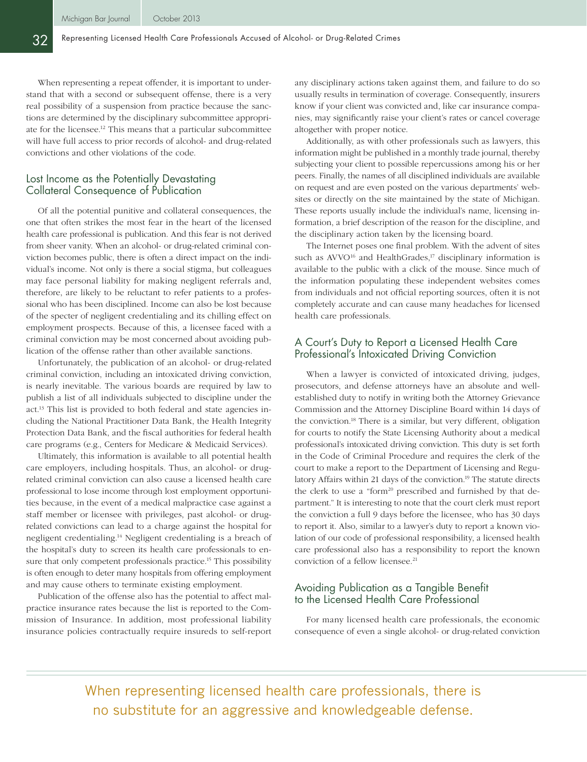When representing a repeat offender, it is important to understand that with a second or subsequent offense, there is a very real possibility of a suspension from practice because the sanctions are determined by the disciplinary subcommittee appropriate for the licensee.[12] This means that a particular subcommittee will have full access to prior records of alcohol- and drug-related convictions and other violations of the code.

## Lost Income as the Potentially Devastating Collateral Consequence of Publication

Of all the potential punitive and collateral consequences, the one that often strikes the most fear in the heart of the licensed health care professional is publication. And this fear is not derived from sheer vanity. When an alcohol- or drug-related criminal conviction becomes public, there is often a direct impact on the individual's income. Not only is there a social stigma, but colleagues may face personal liability for making negligent referrals and, therefore, are likely to be reluctant to refer patients to a professional who has been disciplined. Income can also be lost because of the specter of negligent credentialing and its chilling effect on employment prospects. Because of this, a licensee faced with a criminal conviction may be most concerned about avoiding publication of the offense rather than other available sanctions.

Unfortunately, the publication of an alcohol- or drug-related criminal conviction, including an intoxicated driving conviction, is nearly inevitable. The various boards are required by law to publish a list of all individuals subjected to discipline under the act.[13] This list is provided to both federal and state agencies including the National Practitioner Data Bank, the Health Integrity Protection Data Bank, and the fiscal authorities for federal health care programs (e.g., Centers for Medicare & Medicaid Services).

Ultimately, this information is available to all potential health care employers, including hospitals. Thus, an alcohol- or drug-related criminal conviction can also cause a licensed health care professional to lose income through lost employment opportunities because, in the event of a medical malpractice case against a staff member or licensee with privileges, past alcohol- or drug-related convictions can lead to a charge against the hospital for negligent credentialing.[14] Negligent credentialing is a breach of the hospital's duty to screen its health care professionals to ensure that only competent professionals practice.[15] This possibility is often enough to deter many hospitals from offering employment and may cause others to terminate existing employment.

Publication of the offense also has the potential to affect malpractice insurance rates because the list is reported to the Commission of Insurance. In addition, most professional liability insurance policies contractually require insureds to self-report any disciplinary actions taken against them, and failure to do so usually results in termination of coverage. Consequently, insurers know if your client was convicted and, like car insurance companies, may significantly raise your client's rates or cancel coverage altogether with proper notice.

Additionally, as with other professionals such as lawyers, this information might be published in a monthly trade journal, thereby subjecting your client to possible repercussions among his or her peers. Finally, the names of all disciplined individuals are available on request and are even posted on the various departments' websites or directly on the site maintained by the state of Michigan. These reports usually include the individual's name, licensing information, a brief description of the reason for the discipline, and the disciplinary action taken by the licensing board.

The Internet poses one final problem. With the advent of sites such as AVVO[16] and HealthGrades,[17] disciplinary information is available to the public with a click of the mouse. Since much of the information populating these independent websites comes from individuals and not official reporting sources, often it is not completely accurate and can cause many headaches for licensed health care professionals.

## A Court's Duty to Report a Licensed Health Care Professional's Intoxicated Driving Conviction

When a lawyer is convicted of intoxicated driving, judges, prosecutors, and defense attorneys have an absolute and well-established duty to notify in writing both the Attorney Grievance Commission and the Attorney Discipline Board within 14 days of the conviction.[18] There is a similar, but very different, obligation for courts to notify the State Licensing Authority about a medical professional's intoxicated driving conviction. This duty is set forth in the Code of Criminal Procedure and requires the clerk of the court to make a report to the Department of Licensing and Regulatory Affairs within 21 days of the conviction.[19] The statute directs the clerk to use a "form[20] prescribed and furnished by that department." It is interesting to note that the court clerk must report the conviction a full 9 days before the licensee, who has 30 days to report it. Also, similar to a lawyer's duty to report a known violation of our code of professional responsibility, a licensed health care professional also has a responsibility to report the known conviction of a fellow licensee.[21]

## Avoiding Publication as a Tangible Benefit to the Licensed Health Care Professional

For many licensed health care professionals, the economic consequence of even a single alcohol- or drug-related conviction

When representing licensed health care professionals, there is no substitute for an aggressive and knowledgeable defense.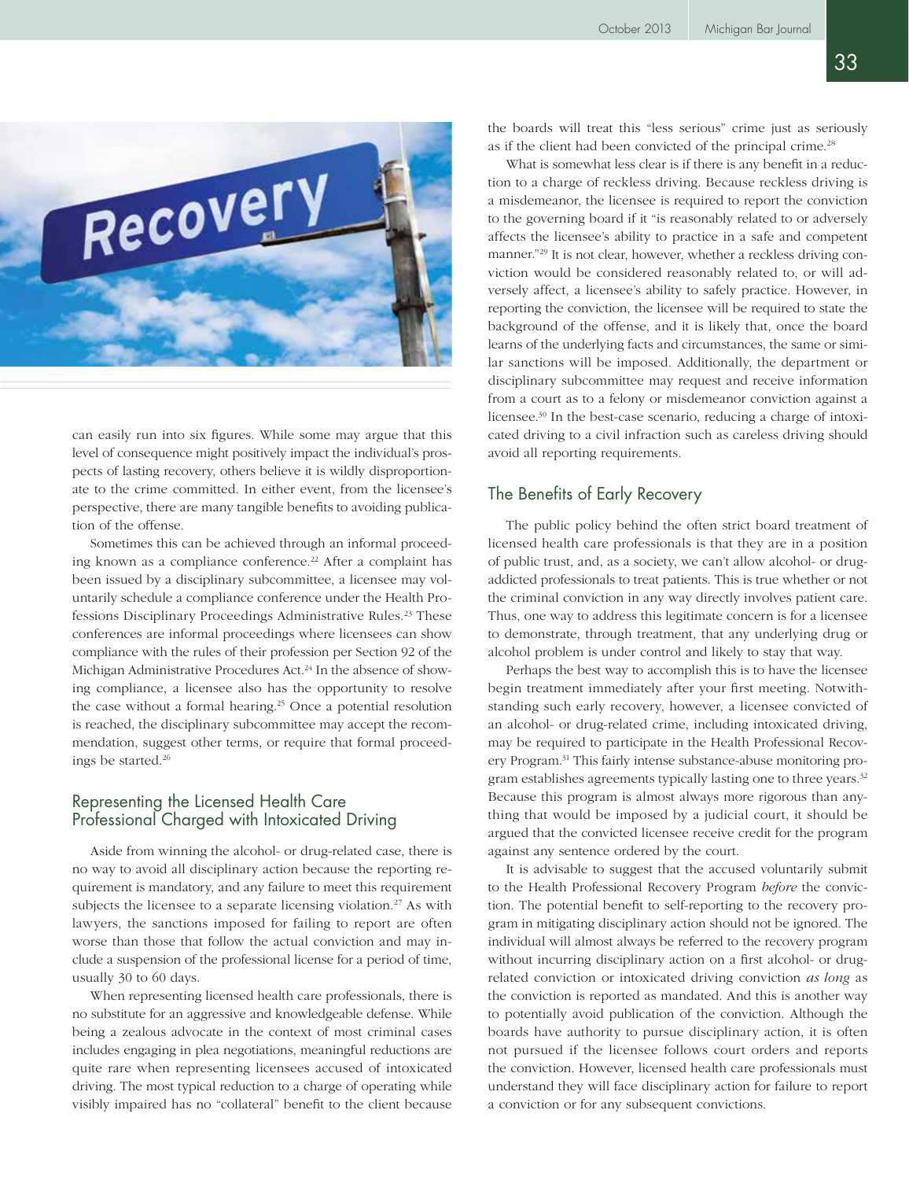can easily run into six figures. While some may argue that this level of consequence might positively impact the individual's prospects of lasting recovery, others believe it is wildly disproportionate to the crime committed. In either event, from the licensee's perspective, there are many tangible benefits to avoiding publication of the offense.

Sometimes this can be achieved through an informal proceeding known as a compliance conference.[22] After a complaint has been issued by a disciplinary subcommittee, a licensee may voluntarily schedule a compliance conference under the Health Professions Disciplinary Proceedings Administrative Rules.[23] These conferences are informal proceedings where licensees can show compliance with the rules of their profession per Section 92 of the Michigan Administrative Procedures Act.[24] In the absence of showing compliance, a licensee also has the opportunity to resolve the case without a formal hearing.[25] Once a potential resolution is reached, the disciplinary subcommittee may accept the recommendation, suggest other terms, or require that formal proceedings be started.[26]

## Representing the Licensed Health Care Professional Charged with Intoxicated Driving

Aside from winning the alcohol- or drug-related case, there is no way to avoid all disciplinary action because the reporting requirement is mandatory, and any failure to meet this requirement subjects the licensee to a separate licensing violation.[27] As with lawyers, the sanctions imposed for failing to report are often worse than those that follow the actual conviction and may include a suspension of the professional license for a period of time, usually 30 to 60 days.

When representing licensed health care professionals, there is no substitute for an aggressive and knowledgeable defense. While being a zealous advocate in the context of most criminal cases includes engaging in plea negotiations, meaningful reductions are quite rare when representing licensees accused of intoxicated driving. The most typical reduction to a charge of operating while visibly impaired has no "collateral" benefit to the client because the boards will treat this "less serious" crime just as seriously as if the client had been convicted of the principal crime.[28]

What is somewhat less clear is if there is any benefit in a reduction to a charge of reckless driving. Because reckless driving is a misdemeanor, the licensee is required to report the conviction to the governing board if it "is reasonably related to or adversely affects the licensee's ability to practice in a safe and competent manner."[29] It is not clear, however, whether a reckless driving conviction would be considered reasonably related to, or will adversely affect, a licensee's ability to safely practice. However, in reporting the conviction, the licensee will be required to state the background of the offense, and it is likely that, once the board learns of the underlying facts and circumstances, the same or similar sanctions will be imposed. Additionally, the department or disciplinary subcommittee may request and receive information from a court as to a felony or misdemeanor conviction against a licensee.[30] In the best-case scenario, reducing a charge of intoxicated driving to a civil infraction such as careless driving should avoid all reporting requirements.

## The Benefits of Early Recovery

The public policy behind the often strict board treatment of licensed health care professionals is that they are in a position of public trust, and, as a society, we can't allow alcohol- or drug-addicted professionals to treat patients. This is true whether or not the criminal conviction in any way directly involves patient care. Thus, one way to address this legitimate concern is for a licensee to demonstrate, through treatment, that any underlying drug or alcohol problem is under control and likely to stay that way.

Perhaps the best way to accomplish this is to have the licensee begin treatment immediately after your first meeting. Notwithstanding such early recovery, however, a licensee convicted of an alcohol- or drug-related crime, including intoxicated driving, may be required to participate in the Health Professional Recovery Program.[31] This fairly intense substance-abuse monitoring program establishes agreements typically lasting one to three years.[32] Because this program is almost always more rigorous than anything that would be imposed by a judicial court, it should be argued that the convicted licensee receive credit for the program against any sentence ordered by the court.

It is advisable to suggest that the accused voluntarily submit to the Health Professional Recovery Program *before* the conviction. The potential benefit to self-reporting to the recovery program in mitigating disciplinary action should not be ignored. The individual will almost always be referred to the recovery program without incurring disciplinary action on a first alcohol- or drug-related conviction or intoxicated driving conviction *as long* as the conviction is reported as mandated. And this is another way to potentially avoid publication of the conviction. Although the boards have authority to pursue disciplinary action, it is often not pursued if the licensee follows court orders and reports the conviction. However, licensed health care professionals must understand they will face disciplinary action for failure to report a conviction or for any subsequent convictions.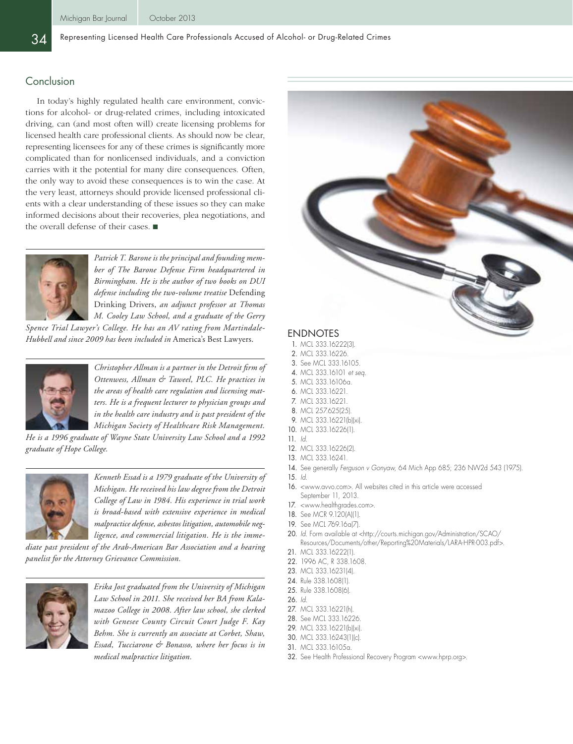## Conclusion

In today's highly regulated health care environment, convictions for alcohol- or drug-related crimes, including intoxicated driving, can (and most often will) create licensing problems for licensed health care professional clients. As should now be clear, representing licensees for any of these crimes is significantly more complicated than for nonlicensed individuals, and a conviction carries with it the potential for many dire consequences. Often, the only way to avoid these consequences is to win the case. At the very least, attorneys should provide licensed professional clients with a clear understanding of these issues so they can make informed decisions about their recoveries, plea negotiations, and the overall defense of their cases. ■

*Patrick T. Barone is the principal and founding member of The Barone Defense Firm headquartered in Birmingham. He is the author of two books on DUI defense including the two-volume treatise* Defending Drinking Drivers, *an adjunct professor at Thomas M. Cooley Law School, and a graduate of the Gerry Spence Trial Lawyer's College. He has an AV rating from Martindale-Hubbell and since 2009 has been included in* America's Best Lawyers.

*Christopher Allman is a partner in the Detroit firm of Ottenwess, Allman & Taweel, PLC. He practices in the areas of health care regulation and licensing matters. He is a frequent lecturer to physician groups and in the health care industry and is past president of the Michigan Society of Healthcare Risk Management. He is a 1996 graduate of Wayne State University Law School and a 1992 graduate of Hope College.*

*Kenneth Essad is a 1979 graduate of the University of Michigan. He received his law degree from the Detroit College of Law in 1984. His experience in trial work is broad-based with extensive experience in medical malpractice defense, asbestos litigation, automobile negligence, and commercial litigation. He is the immediate past president of the Arab-American Bar Association and a hearing panelist for the Attorney Grievance Commission.*

*Erika Jost graduated from the University of Michigan Law School in 2011. She received her BA from Kalamazoo College in 2008. After law school, she clerked with Genesee County Circuit Court Judge F. Kay Behm. She is currently an associate at Corbet, Shaw, Essad, Tucciarone & Bonasso, where her focus is in medical malpractice litigation.*

## ENDNOTES

1. MCL 333.16222(3).
2. MCL 333.16226.
3. See MCL 333.16105.
4. MCL 333.16101 *et seq.*
5. MCL 333.16106a.
6. MCL 333.16221.
7. MCL 333.16221.
8. MCL 257.625(25).
9. MCL 333.16221(b)(xi).
10. MCL 333.16226(1).
11. *Id.*
12. MCL 333.16226(2).
13. MCL 333.16241.
14. See generally *Ferguson v Gonyaw,* 64 Mich App 685; 236 NW2d 543 (1975).
15. *Id.*
16. <www.avvo.com>. All websites cited in this article were accessed September 11, 2013.
17. <www.healthgrades.com>.
18. See MCR 9.120(A)(1).
19. See MCL 769.16a(7).
20. *Id.* Form available at <http://courts.michigan.gov/Administration/SCAO/Resources/Documents/other/Reporting%20Materials/LARA-HPR-003.pdf>.
21. MCL 333.16222(1).
22. 1996 AC, R 338.1608.
23. MCL 333.16231(4).
24. Rule 338.1608(1).
25. Rule 338.1608(6).
26. *Id.*
27. MCL 333.16221(h).
28. See MCL 333.16226.
29. MCL 333.16221(b)(xi).
30. MCL 333.16243(1)(c).
31. MCL 333.16105a.
32. See Health Professional Recovery Program <www.hprp.org>.